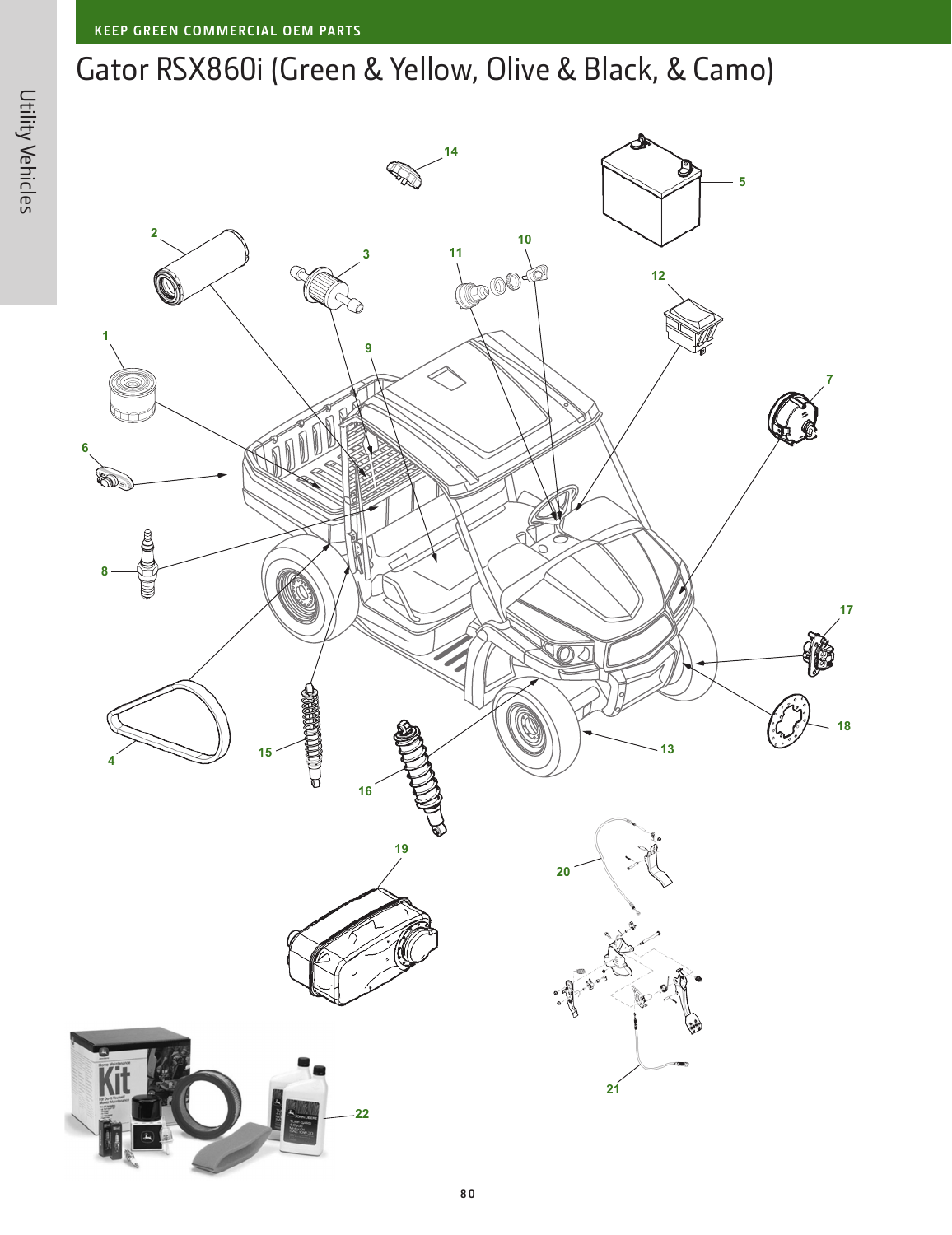# Gator RSX860i (Green & Yellow, Olive & Black, & Camo)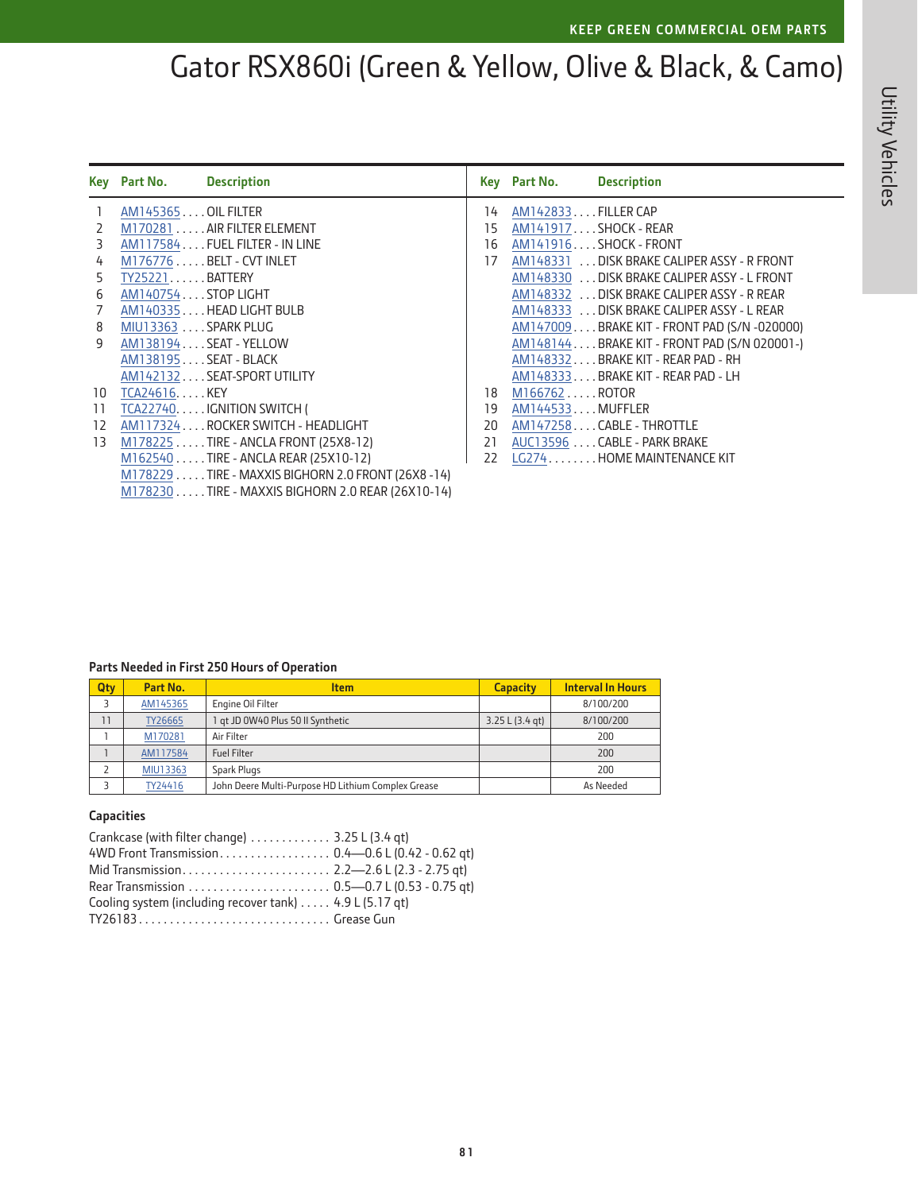# Gator RSX860i (Green & Yellow, Olive & Black, & Camo)

| Key | Part No. | Description |
|---|---|---|
| 1 | AM145365 | OIL FILTER |
| 2 | M170281 | AIR FILTER ELEMENT |
| 3 | AM117584 | FUEL FILTER - IN LINE |
| 4 | M176776 | BELT - CVT INLET |
| 5 | TY25221 | BATTERY |
| 6 | AM140754 | STOP LIGHT |
| 7 | AM140335 | HEAD LIGHT BULB |
| 8 | MIU13363 | SPARK PLUG |
| 9 | AM138194 | SEAT - YELLOW |
| | AM138195 | SEAT - BLACK |
| | AM142132 | SEAT-SPORT UTILITY |
| 10 | TCA24616 | KEY |
| 11 | TCA22740 | IGNITION SWITCH ( |
| 12 | AM117324 | ROCKER SWITCH - HEADLIGHT |
| 13 | M178225 | TIRE - ANCLA FRONT (25X8-12) |
| | M162540 | TIRE - ANCLA REAR (25X10-12) |
| | M178229 | TIRE - MAXXIS BIGHORN 2.0 FRONT (26X8 -14) |
| | M178230 | TIRE - MAXXIS BIGHORN 2.0 REAR (26X10-14) |
| 14 | AM142833 | FILLER CAP |
| 15 | AM141917 | SHOCK - REAR |
| 16 | AM141916 | SHOCK - FRONT |
| 17 | AM148331 | DISK BRAKE CALIPER ASSY - R FRONT |
| | AM148330 | DISK BRAKE CALIPER ASSY - L FRONT |
| | AM148332 | DISK BRAKE CALIPER ASSY - R REAR |
| | AM148333 | DISK BRAKE CALIPER ASSY - L REAR |
| | AM147009 | BRAKE KIT - FRONT PAD (S/N -020000) |
| | AM148144 | BRAKE KIT - FRONT PAD (S/N 020001-) |
| | AM148332 | BRAKE KIT - REAR PAD - RH |
| | AM148333 | BRAKE KIT - REAR PAD - LH |
| 18 | M166762 | ROTOR |
| 19 | AM144533 | MUFFLER |
| 20 | AM147258 | CABLE - THROTTLE |
| 21 | AUC13596 | CABLE - PARK BRAKE |
| 22 | LG274 | HOME MAINTENANCE KIT |

### Parts Needed in First 250 Hours of Operation

| Qty | Part No. | Item | Capacity | Interval In Hours |
|---|---|---|---|---|
| 3 | AM145365 | Engine Oil Filter | | 8/100/200 |
| 11 | TY26665 | 1 qt JD 0W40 Plus 50 II Synthetic | 3.25 L (3.4 qt) | 8/100/200 |
| 1 | M170281 | Air Filter | | 200 |
| 1 | AM117584 | Fuel Filter | | 200 |
| 2 | MIU13363 | Spark Plugs | | 200 |
| 3 | TY24416 | John Deere Multi-Purpose HD Lithium Complex Grease | | As Needed |

### Capacities

Crankcase (with filter change) ............. 3.25 L (3.4 qt)
4WD Front Transmission.................. 0.4—0.6 L (0.42 - 0.62 qt)
Mid Transmission......................... 2.2—2.6 L (2.3 - 2.75 qt)
Rear Transmission ....................... 0.5—0.7 L (0.53 - 0.75 qt)
Cooling system (including recover tank) ..... 4.9 L (5.17 qt)
TY26183............................... Grease Gun